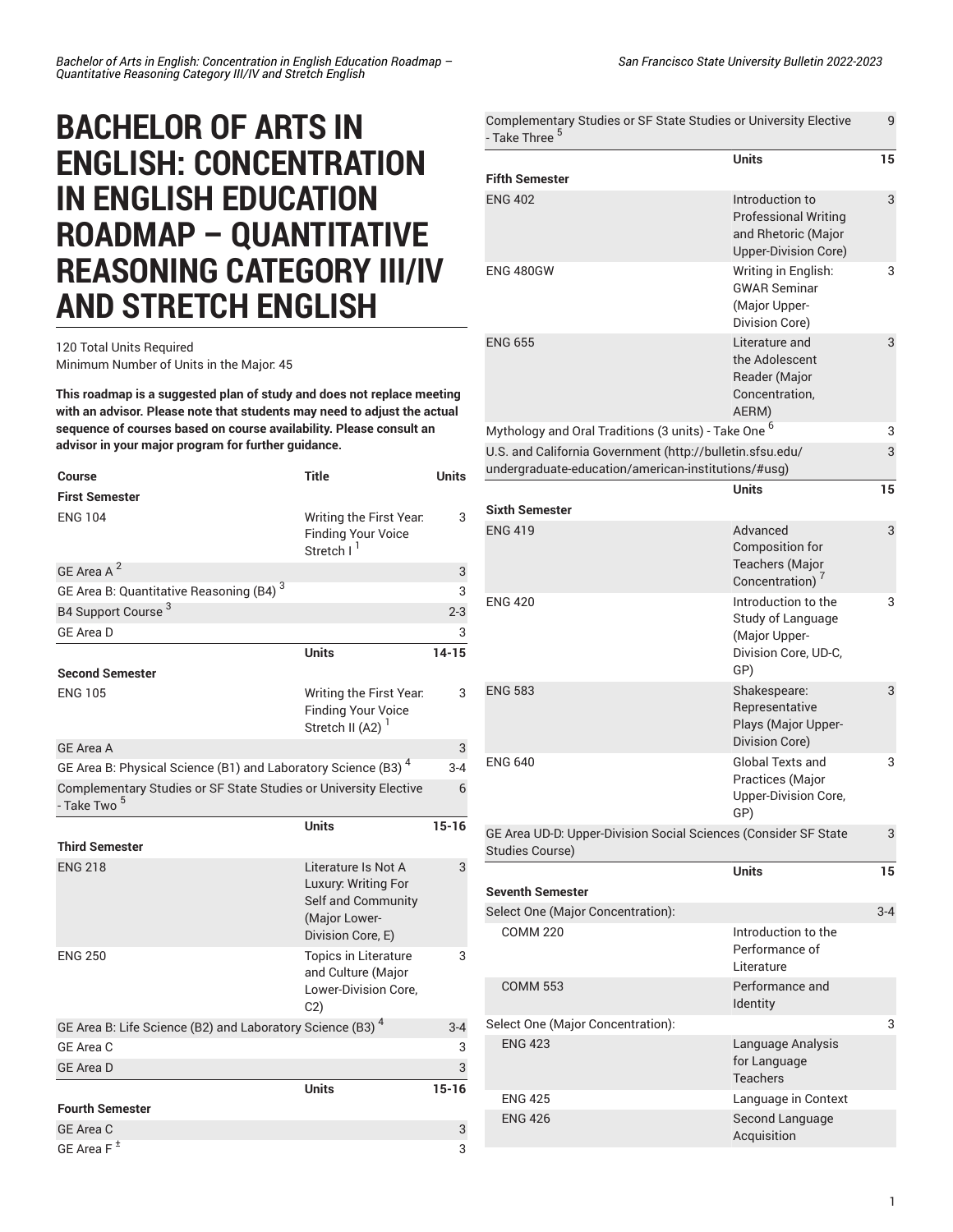# BACHELOR OF ARTS IN ENGLISH: CONCENTRATION IN ENGLISH EDUCATION ROADMAP – QUANTITATIVE REASONING CATEGORY III/IV AND STRETCH ENGLISH

120 Total Units Required
Minimum Number of Units in the Major: 45

**This roadmap is a suggested plan of study and does not replace meeting with an advisor. Please note that students may need to adjust the actual sequence of courses based on course availability. Please consult an advisor in your major program for further guidance.**

| Course | Title | Units |
|---|---|---|
| **First Semester** | | |
| ENG 104 | Writing the First Year: Finding Your Voice Stretch I [1] | 3 |
| GE Area A [2] | | 3 |
| GE Area B: Quantitative Reasoning (B4) [3] | | 3 |
| B4 Support Course [3] | | 2-3 |
| GE Area D | | 3 |
| | **Units** | **14-15** |
| **Second Semester** | | |
| ENG 105 | Writing the First Year: Finding Your Voice Stretch II (A2) [1] | 3 |
| GE Area A | | 3 |
| GE Area B: Physical Science (B1) and Laboratory Science (B3) [4] | | 3-4 |
| Complementary Studies or SF State Studies or University Elective - Take Two [5] | | 6 |
| | **Units** | **15-16** |
| **Third Semester** | | |
| ENG 218 | Literature Is Not A Luxury: Writing For Self and Community (Major Lower-Division Core, E) | 3 |
| ENG 250 | Topics in Literature and Culture (Major Lower-Division Core, C2) | 3 |
| GE Area B: Life Science (B2) and Laboratory Science (B3) [4] | | 3-4 |
| GE Area C | | 3 |
| GE Area D | | 3 |
| | **Units** | **15-16** |
| **Fourth Semester** | | |
| GE Area C | | 3 |
| GE Area F [±] | | 3 |
| Complementary Studies or SF State Studies or University Elective - Take Three [5] | | 9 |
| | **Units** | **15** |
| **Fifth Semester** | | |
| ENG 402 | Introduction to Professional Writing and Rhetoric (Major Upper-Division Core) | 3 |
| ENG 480GW | Writing in English: GWAR Seminar (Major Upper-Division Core) | 3 |
| ENG 655 | Literature and the Adolescent Reader (Major Concentration, AERM) | 3 |
| Mythology and Oral Traditions (3 units) - Take One [6] | | 3 |
| U.S. and California Government (http://bulletin.sfsu.edu/undergraduate-education/american-institutions/#usg) | | 3 |
| | **Units** | **15** |
| **Sixth Semester** | | |
| ENG 419 | Advanced Composition for Teachers (Major Concentration) [7] | 3 |
| ENG 420 | Introduction to the Study of Language (Major Upper-Division Core, UD-C, GP) | 3 |
| ENG 583 | Shakespeare: Representative Plays (Major Upper-Division Core) | 3 |
| ENG 640 | Global Texts and Practices (Major Upper-Division Core, GP) | 3 |
| GE Area UD-D: Upper-Division Social Sciences (Consider SF State Studies Course) | | 3 |
| | **Units** | **15** |
| **Seventh Semester** | | |
| Select One (Major Concentration): | | 3-4 |
| COMM 220 | Introduction to the Performance of Literature | |
| COMM 553 | Performance and Identity | |
| Select One (Major Concentration): | | 3 |
| ENG 423 | Language Analysis for Language Teachers | |
| ENG 425 | Language in Context | |
| ENG 426 | Second Language Acquisition | |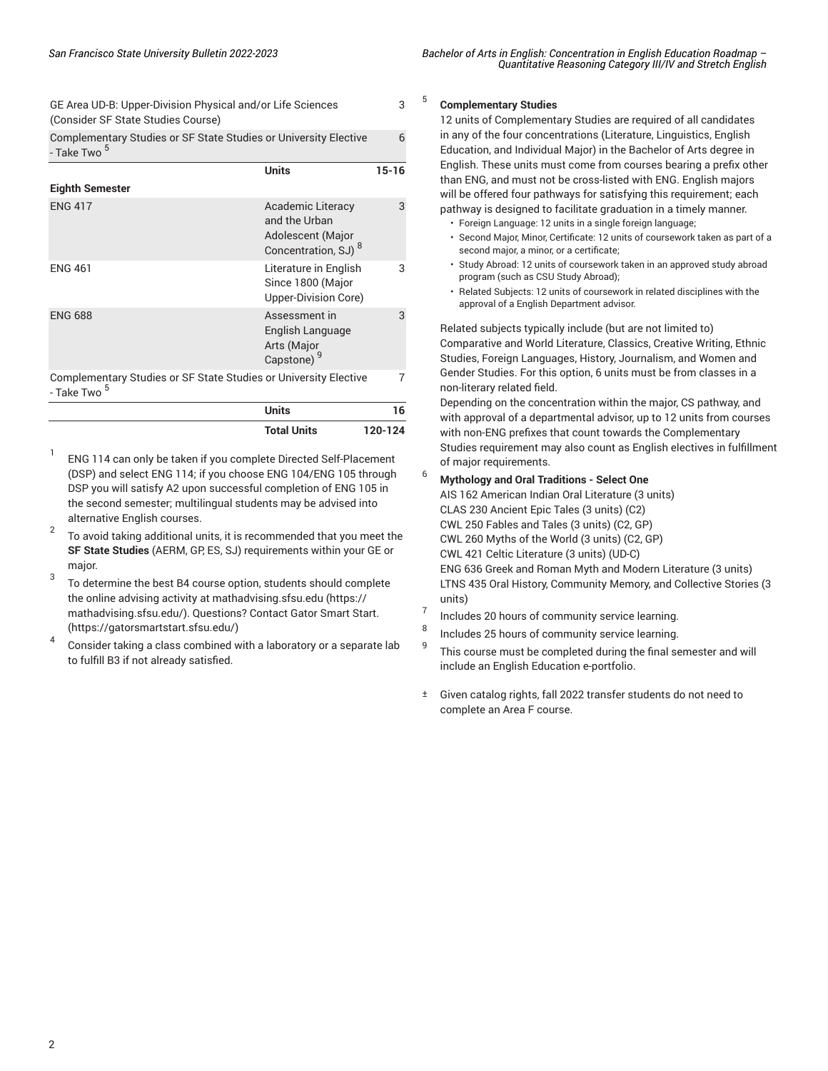| | | |
|---|---|---|
| GE Area UD-B: Upper-Division Physical and/or Life Sciences (Consider SF State Studies Course) | | 3 |
| Complementary Studies or SF State Studies or University Elective - Take Two [5] | | 6 |
| | **Units** | **15-16** |
| **Eighth Semester** | | |
| ENG 417 | Academic Literacy and the Urban Adolescent (Major Concentration, SJ) [8] | 3 |
| ENG 461 | Literature in English Since 1800 (Major Upper-Division Core) | 3 |
| ENG 688 | Assessment in English Language Arts (Major Capstone) [9] | 3 |
| Complementary Studies or SF State Studies or University Elective - Take Two [5] | | 7 |
| | **Units** | **16** |
| | **Total Units** | **120-124** |

1. ENG 114 can only be taken if you complete Directed Self-Placement (DSP) and select ENG 114; if you choose ENG 104/ENG 105 through DSP you will satisfy A2 upon successful completion of ENG 105 in the second semester; multilingual students may be advised into alternative English courses.

2. To avoid taking additional units, it is recommended that you meet the **SF State Studies** (AERM, GP, ES, SJ) requirements within your GE or major.

3. To determine the best B4 course option, students should complete the online advising activity at mathadvising.sfsu.edu (https://mathadvising.sfsu.edu/). Questions? Contact Gator Smart Start. (https://gatorsmartstart.sfsu.edu/)

4. Consider taking a class combined with a laboratory or a separate lab to fulfill B3 if not already satisfied.

5. **Complementary Studies**
12 units of Complementary Studies are required of all candidates in any of the four concentrations (Literature, Linguistics, English Education, and Individual Major) in the Bachelor of Arts degree in English. These units must come from courses bearing a prefix other than ENG, and must not be cross-listed with ENG. English majors will be offered four pathways for satisfying this requirement; each pathway is designed to facilitate graduation in a timely manner.
   - Foreign Language: 12 units in a single foreign language;
   - Second Major, Minor, Certificate: 12 units of coursework taken as part of a second major, a minor, or a certificate;
   - Study Abroad: 12 units of coursework taken in an approved study abroad program (such as CSU Study Abroad);
   - Related Subjects: 12 units of coursework in related disciplines with the approval of a English Department advisor.

   Related subjects typically include (but are not limited to) Comparative and World Literature, Classics, Creative Writing, Ethnic Studies, Foreign Languages, History, Journalism, and Women and Gender Studies. For this option, 6 units must be from classes in a non-literary related field.
   Depending on the concentration within the major, CS pathway, and with approval of a departmental advisor, up to 12 units from courses with non-ENG prefixes that count towards the Complementary Studies requirement may also count as English electives in fulfillment of major requirements.

6. **Mythology and Oral Traditions - Select One**
AIS 162 American Indian Oral Literature (3 units)
CLAS 230 Ancient Epic Tales (3 units) (C2)
CWL 250 Fables and Tales (3 units) (C2, GP)
CWL 260 Myths of the World (3 units) (C2, GP)
CWL 421 Celtic Literature (3 units) (UD-C)
ENG 636 Greek and Roman Myth and Modern Literature (3 units)
LTNS 435 Oral History, Community Memory, and Collective Stories (3 units)

7. Includes 20 hours of community service learning.

8. Includes 25 hours of community service learning.

9. This course must be completed during the final semester and will include an English Education e-portfolio.

± Given catalog rights, fall 2022 transfer students do not need to complete an Area F course.